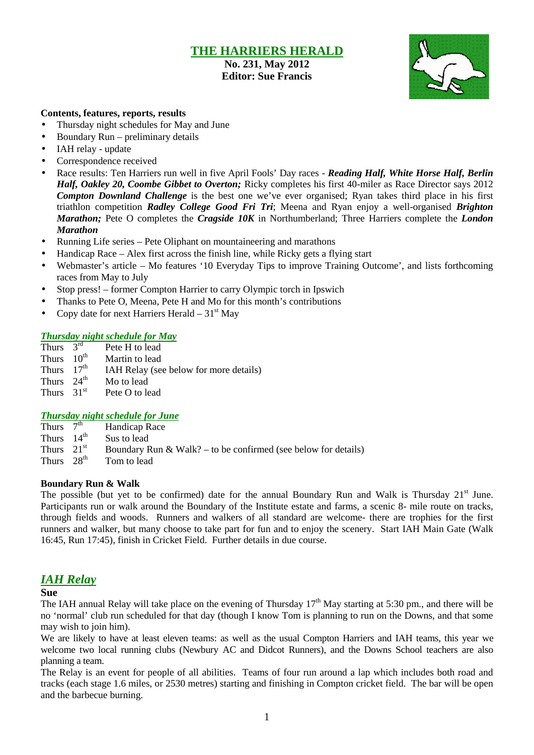# THE HARRIERS HERALD

**No. 231, May 2012**
**Editor: Sue Francis**

**Contents, features, reports, results**

- Thursday night schedules for May and June
- Boundary Run – preliminary details
- IAH relay - update
- Correspondence received
- Race results: Ten Harriers run well in five April Fools' Day races - ***Reading Half, White Horse Half, Berlin Half, Oakley 20, Coombe Gibbet to Overton;*** Ricky completes his first 40-miler as Race Director says 2012 ***Compton Downland Challenge*** is the best one we've ever organised; Ryan takes third place in his first triathlon competition ***Radley College Good Fri Tri***; Meena and Ryan enjoy a well-organised ***Brighton Marathon;*** Pete O completes the ***Cragside 10K*** in Northumberland; Three Harriers complete the ***London Marathon***
- Running Life series – Pete Oliphant on mountaineering and marathons
- Handicap Race – Alex first across the finish line, while Ricky gets a flying start
- Webmaster's article – Mo features '10 Everyday Tips to improve Training Outcome', and lists forthcoming races from May to July
- Stop press! – former Compton Harrier to carry Olympic torch in Ipswich
- Thanks to Pete O, Meena, Pete H and Mo for this month's contributions
- Copy date for next Harriers Herald – 31st May

### *Thursday night schedule for May*

| | | |
|---|---|---|
| Thurs | 3rd | Pete H to lead |
| Thurs | 10th | Martin to lead |
| Thurs | 17th | IAH Relay (see below for more details) |
| Thurs | 24th | Mo to lead |
| Thurs | 31st | Pete O to lead |

### *Thursday night schedule for June*

| | | |
|---|---|---|
| Thurs | 7th | Handicap Race |
| Thurs | 14th | Sus to lead |
| Thurs | 21st | Boundary Run & Walk? – to be confirmed (see below for details) |
| Thurs | 28th | Tom to lead |

**Boundary Run & Walk**

The possible (but yet to be confirmed) date for the annual Boundary Run and Walk is Thursday 21st June. Participants run or walk around the Boundary of the Institute estate and farms, a scenic 8- mile route on tracks, through fields and woods. Runners and walkers of all standard are welcome- there are trophies for the first runners and walker, but many choose to take part for fun and to enjoy the scenery. Start IAH Main Gate (Walk 16:45, Run 17:45), finish in Cricket Field. Further details in due course.

## *IAH Relay*

**Sue**

The IAH annual Relay will take place on the evening of Thursday 17th May starting at 5:30 pm., and there will be no 'normal' club run scheduled for that day (though I know Tom is planning to run on the Downs, and that some may wish to join him).

We are likely to have at least eleven teams: as well as the usual Compton Harriers and IAH teams, this year we welcome two local running clubs (Newbury AC and Didcot Runners), and the Downs School teachers are also planning a team.

The Relay is an event for people of all abilities. Teams of four run around a lap which includes both road and tracks (each stage 1.6 miles, or 2530 metres) starting and finishing in Compton cricket field. The bar will be open and the barbecue burning.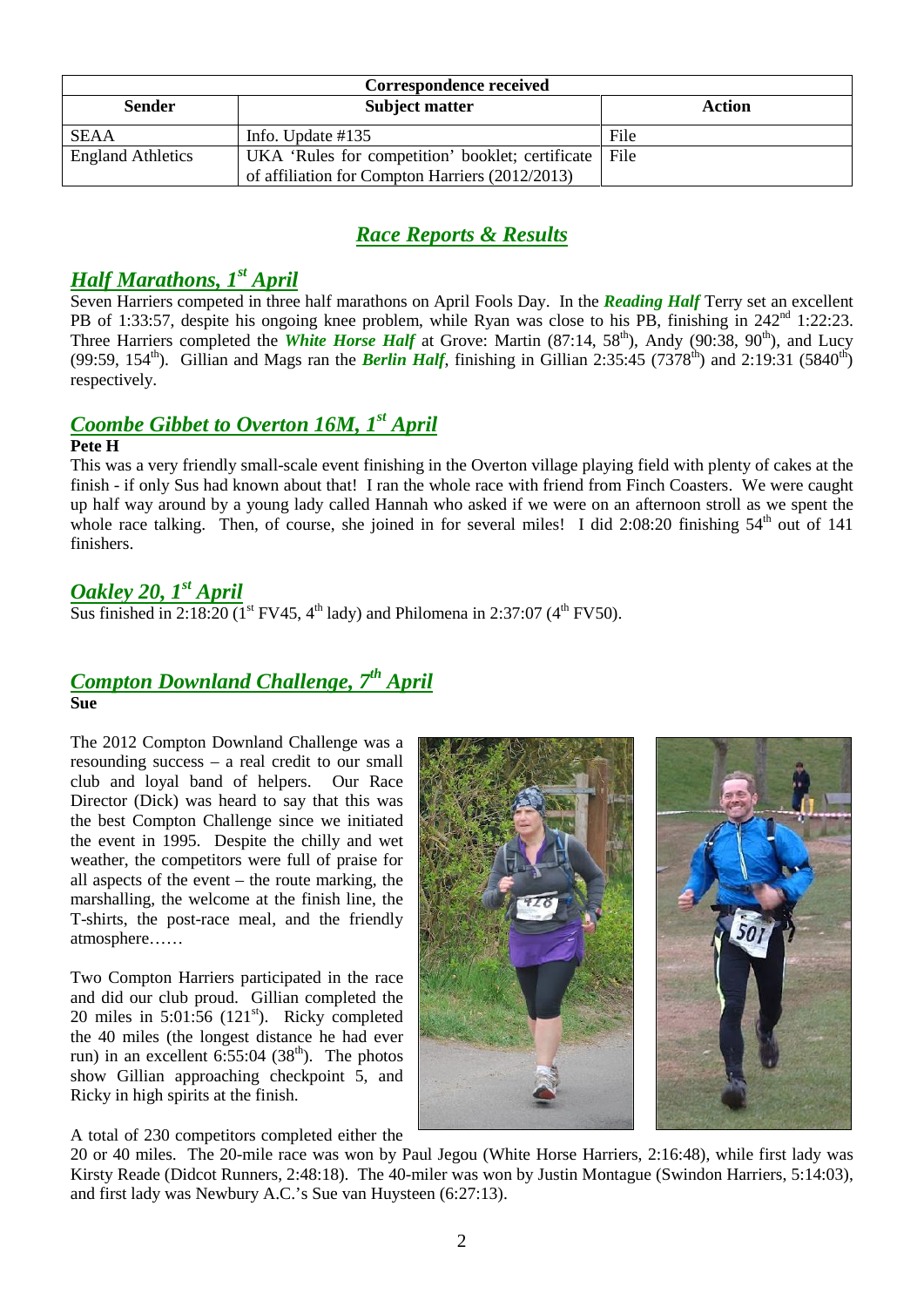| Correspondence received | | |
|---|---|---|
| **Sender** | **Subject matter** | **Action** |
| SEAA | Info. Update #135 | File |
| England Athletics | UKA 'Rules for competition' booklet; certificate of affiliation for Compton Harriers (2012/2013) | File |

## *Race Reports & Results*

### *Half Marathons, 1st April*

Seven Harriers competed in three half marathons on April Fools Day. In the ***Reading Half*** Terry set an excellent PB of 1:33:57, despite his ongoing knee problem, while Ryan was close to his PB, finishing in 242nd 1:22:23. Three Harriers completed the ***White Horse Half*** at Grove: Martin (87:14, 58th), Andy (90:38, 90th), and Lucy (99:59, 154th). Gillian and Mags ran the ***Berlin Half***, finishing in Gillian 2:35:45 (7378th) and 2:19:31 (5840th) respectively.

### *Coombe Gibbet to Overton 16M, 1st April*

**Pete H**

This was a very friendly small-scale event finishing in the Overton village playing field with plenty of cakes at the finish - if only Sus had known about that! I ran the whole race with friend from Finch Coasters. We were caught up half way around by a young lady called Hannah who asked if we were on an afternoon stroll as we spent the whole race talking. Then, of course, she joined in for several miles! I did 2:08:20 finishing 54th out of 141 finishers.

### *Oakley 20, 1st April*

Sus finished in 2:18:20 (1st FV45, 4th lady) and Philomena in 2:37:07 (4th FV50).

### *Compton Downland Challenge, 7th April*

**Sue**

The 2012 Compton Downland Challenge was a resounding success – a real credit to our small club and loyal band of helpers. Our Race Director (Dick) was heard to say that this was the best Compton Challenge since we initiated the event in 1995. Despite the chilly and wet weather, the competitors were full of praise for all aspects of the event – the route marking, the marshalling, the welcome at the finish line, the T-shirts, the post-race meal, and the friendly atmosphere……

Two Compton Harriers participated in the race and did our club proud. Gillian completed the 20 miles in 5:01:56 (121st). Ricky completed the 40 miles (the longest distance he had ever run) in an excellent 6:55:04 (38th). The photos show Gillian approaching checkpoint 5, and Ricky in high spirits at the finish.

A total of 230 competitors completed either the 20 or 40 miles. The 20-mile race was won by Paul Jegou (White Horse Harriers, 2:16:48), while first lady was Kirsty Reade (Didcot Runners, 2:48:18). The 40-miler was won by Justin Montague (Swindon Harriers, 5:14:03), and first lady was Newbury A.C.'s Sue van Huysteen (6:27:13).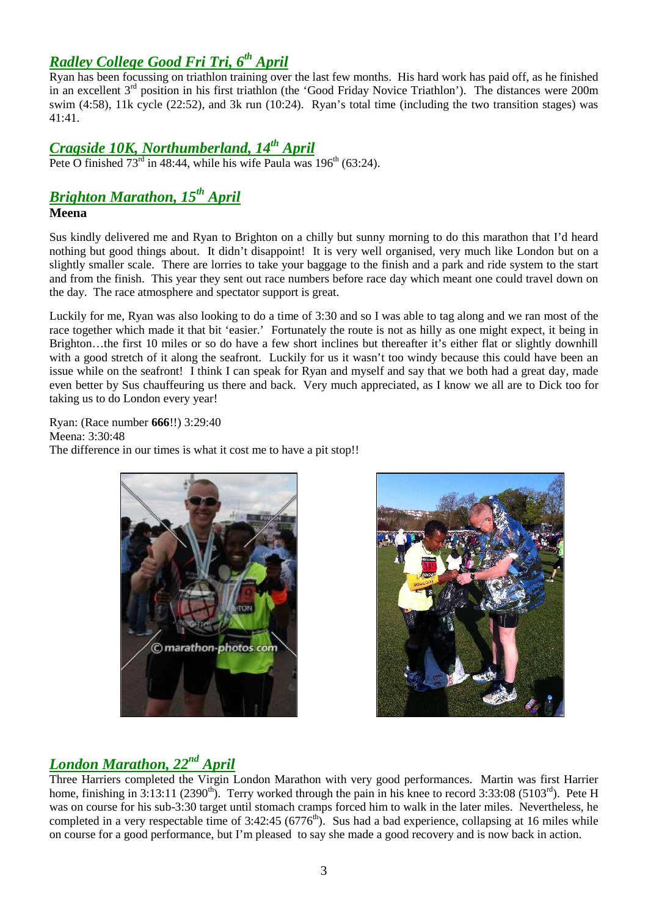## *Radley College Good Fri Tri, 6th April*

Ryan has been focussing on triathlon training over the last few months. His hard work has paid off, as he finished in an excellent 3rd position in his first triathlon (the 'Good Friday Novice Triathlon'). The distances were 200m swim (4:58), 11k cycle (22:52), and 3k run (10:24). Ryan's total time (including the two transition stages) was 41:41.

## *Cragside 10K, Northumberland, 14th April*

Pete O finished 73rd in 48:44, while his wife Paula was 196th (63:24).

## *Brighton Marathon, 15th April*

**Meena**

Sus kindly delivered me and Ryan to Brighton on a chilly but sunny morning to do this marathon that I'd heard nothing but good things about. It didn't disappoint! It is very well organised, very much like London but on a slightly smaller scale. There are lorries to take your baggage to the finish and a park and ride system to the start and from the finish. This year they sent out race numbers before race day which meant one could travel down on the day. The race atmosphere and spectator support is great.

Luckily for me, Ryan was also looking to do a time of 3:30 and so I was able to tag along and we ran most of the race together which made it that bit 'easier.' Fortunately the route is not as hilly as one might expect, it being in Brighton…the first 10 miles or so do have a few short inclines but thereafter it's either flat or slightly downhill with a good stretch of it along the seafront. Luckily for us it wasn't too windy because this could have been an issue while on the seafront! I think I can speak for Ryan and myself and say that we both had a great day, made even better by Sus chauffeuring us there and back. Very much appreciated, as I know we all are to Dick too for taking us to do London every year!

Ryan: (Race number **666**!!) 3:29:40
Meena: 3:30:48
The difference in our times is what it cost me to have a pit stop!!

## *London Marathon, 22nd April*

Three Harriers completed the Virgin London Marathon with very good performances. Martin was first Harrier home, finishing in 3:13:11 (2390th). Terry worked through the pain in his knee to record 3:33:08 (5103rd). Pete H was on course for his sub-3:30 target until stomach cramps forced him to walk in the later miles. Nevertheless, he completed in a very respectable time of 3:42:45 (6776th). Sus had a bad experience, collapsing at 16 miles while on course for a good performance, but I'm pleased to say she made a good recovery and is now back in action.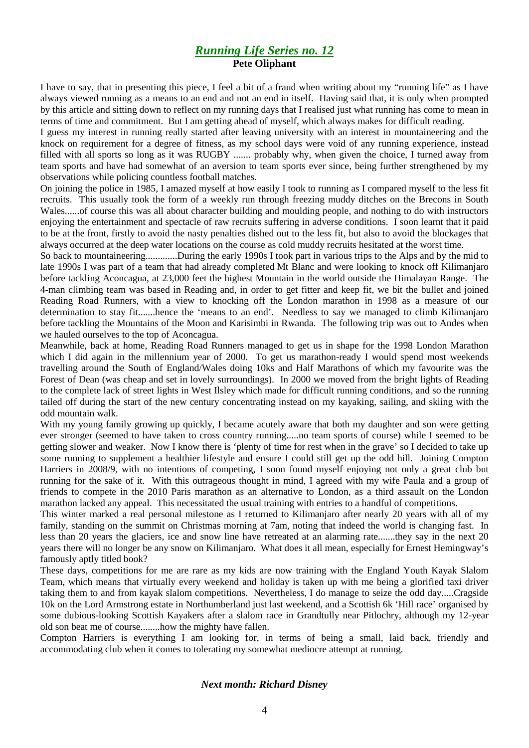## *Running Life Series no. 12*

**Pete Oliphant**

I have to say, that in presenting this piece, I feel a bit of a fraud when writing about my "running life" as I have always viewed running as a means to an end and not an end in itself. Having said that, it is only when prompted by this article and sitting down to reflect on my running days that I realised just what running has come to mean in terms of time and commitment. But I am getting ahead of myself, which always makes for difficult reading.

I guess my interest in running really started after leaving university with an interest in mountaineering and the knock on requirement for a degree of fitness, as my school days were void of any running experience, instead filled with all sports so long as it was RUGBY ....... probably why, when given the choice, I turned away from team sports and have had somewhat of an aversion to team sports ever since, being further strengthened by my observations while policing countless football matches.

On joining the police in 1985, I amazed myself at how easily I took to running as I compared myself to the less fit recruits. This usually took the form of a weekly run through freezing muddy ditches on the Brecons in South Wales......of course this was all about character building and moulding people, and nothing to do with instructors enjoying the entertainment and spectacle of raw recruits suffering in adverse conditions. I soon learnt that it paid to be at the front, firstly to avoid the nasty penalties dished out to the less fit, but also to avoid the blockages that always occurred at the deep water locations on the course as cold muddy recruits hesitated at the worst time.

So back to mountaineering.............During the early 1990s I took part in various trips to the Alps and by the mid to late 1990s I was part of a team that had already completed Mt Blanc and were looking to knock off Kilimanjaro before tackling Aconcagua, at 23,000 feet the highest Mountain in the world outside the Himalayan Range. The 4-man climbing team was based in Reading and, in order to get fitter and keep fit, we bit the bullet and joined Reading Road Runners, with a view to knocking off the London marathon in 1998 as a measure of our determination to stay fit.......hence the 'means to an end'. Needless to say we managed to climb Kilimanjaro before tackling the Mountains of the Moon and Karisimbi in Rwanda. The following trip was out to Andes when we hauled ourselves to the top of Aconcagua.

Meanwhile, back at home, Reading Road Runners managed to get us in shape for the 1998 London Marathon which I did again in the millennium year of 2000. To get us marathon-ready I would spend most weekends travelling around the South of England/Wales doing 10ks and Half Marathons of which my favourite was the Forest of Dean (was cheap and set in lovely surroundings). In 2000 we moved from the bright lights of Reading to the complete lack of street lights in West Ilsley which made for difficult running conditions, and so the running tailed off during the start of the new century concentrating instead on my kayaking, sailing, and skiing with the odd mountain walk.

With my young family growing up quickly, I became acutely aware that both my daughter and son were getting ever stronger (seemed to have taken to cross country running.....no team sports of course) while I seemed to be getting slower and weaker. Now I know there is 'plenty of time for rest when in the grave' so I decided to take up some running to supplement a healthier lifestyle and ensure I could still get up the odd hill. Joining Compton Harriers in 2008/9, with no intentions of competing, I soon found myself enjoying not only a great club but running for the sake of it. With this outrageous thought in mind, I agreed with my wife Paula and a group of friends to compete in the 2010 Paris marathon as an alternative to London, as a third assault on the London marathon lacked any appeal. This necessitated the usual training with entries to a handful of competitions.

This winter marked a real personal milestone as I returned to Kilimanjaro after nearly 20 years with all of my family, standing on the summit on Christmas morning at 7am, noting that indeed the world is changing fast. In less than 20 years the glaciers, ice and snow line have retreated at an alarming rate.......they say in the next 20 years there will no longer be any snow on Kilimanjaro. What does it all mean, especially for Ernest Hemingway's famously aptly titled book?

These days, competitions for me are rare as my kids are now training with the England Youth Kayak Slalom Team, which means that virtually every weekend and holiday is taken up with me being a glorified taxi driver taking them to and from kayak slalom competitions. Nevertheless, I do manage to seize the odd day.....Cragside 10k on the Lord Armstrong estate in Northumberland just last weekend, and a Scottish 6k 'Hill race' organised by some dubious-looking Scottish Kayakers after a slalom race in Grandtully near Pitlochry, although my 12-year old son beat me of course........how the mighty have fallen.

Compton Harriers is everything I am looking for, in terms of being a small, laid back, friendly and accommodating club when it comes to tolerating my somewhat mediocre attempt at running.

***Next month: Richard Disney***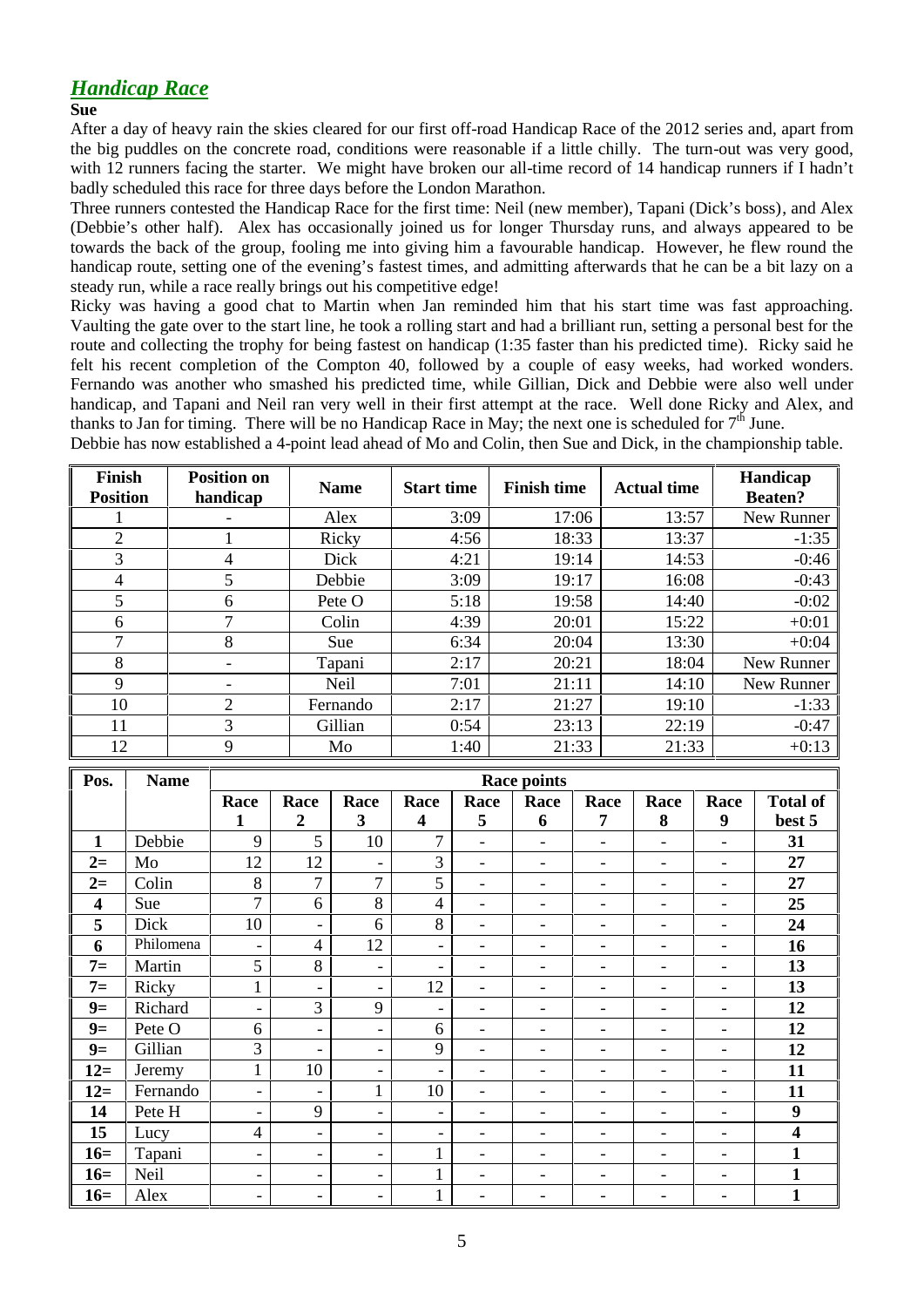## *Handicap Race*

**Sue**

After a day of heavy rain the skies cleared for our first off-road Handicap Race of the 2012 series and, apart from the big puddles on the concrete road, conditions were reasonable if a little chilly. The turn-out was very good, with 12 runners facing the starter. We might have broken our all-time record of 14 handicap runners if I hadn't badly scheduled this race for three days before the London Marathon.

Three runners contested the Handicap Race for the first time: Neil (new member), Tapani (Dick's boss), and Alex (Debbie's other half). Alex has occasionally joined us for longer Thursday runs, and always appeared to be towards the back of the group, fooling me into giving him a favourable handicap. However, he flew round the handicap route, setting one of the evening's fastest times, and admitting afterwards that he can be a bit lazy on a steady run, while a race really brings out his competitive edge!

Ricky was having a good chat to Martin when Jan reminded him that his start time was fast approaching. Vaulting the gate over to the start line, he took a rolling start and had a brilliant run, setting a personal best for the route and collecting the trophy for being fastest on handicap (1:35 faster than his predicted time). Ricky said he felt his recent completion of the Compton 40, followed by a couple of easy weeks, had worked wonders. Fernando was another who smashed his predicted time, while Gillian, Dick and Debbie were also well under handicap, and Tapani and Neil ran very well in their first attempt at the race. Well done Ricky and Alex, and thanks to Jan for timing. There will be no Handicap Race in May; the next one is scheduled for 7th June.

Debbie has now established a 4-point lead ahead of Mo and Colin, then Sue and Dick, in the championship table.

| Finish Position | Position on handicap | Name | Start time | Finish time | Actual time | Handicap Beaten? |
|---|---|---|---|---|---|---|
| 1 | - | Alex | 3:09 | 17:06 | 13:57 | New Runner |
| 2 | 1 | Ricky | 4:56 | 18:33 | 13:37 | -1:35 |
| 3 | 4 | Dick | 4:21 | 19:14 | 14:53 | -0:46 |
| 4 | 5 | Debbie | 3:09 | 19:17 | 16:08 | -0:43 |
| 5 | 6 | Pete O | 5:18 | 19:58 | 14:40 | -0:02 |
| 6 | 7 | Colin | 4:39 | 20:01 | 15:22 | +0:01 |
| 7 | 8 | Sue | 6:34 | 20:04 | 13:30 | +0:04 |
| 8 | - | Tapani | 2:17 | 20:21 | 18:04 | New Runner |
| 9 | - | Neil | 7:01 | 21:11 | 14:10 | New Runner |
| 10 | 2 | Fernando | 2:17 | 21:27 | 19:10 | -1:33 |
| 11 | 3 | Gillian | 0:54 | 23:13 | 22:19 | -0:47 |
| 12 | 9 | Mo | 1:40 | 21:33 | 21:33 | +0:13 |

| Pos. | Name | Race points | | | | | | | | | |
|---|---|---|---|---|---|---|---|---|---|---|---|
| | | Race 1 | Race 2 | Race 3 | Race 4 | Race 5 | Race 6 | Race 7 | Race 8 | Race 9 | Total of best 5 |
| **1** | Debbie | 9 | 5 | 10 | 7 | - | - | - | - | - | **31** |
| **2=** | Mo | 12 | 12 | - | 3 | - | - | - | - | - | **27** |
| **2=** | Colin | 8 | 7 | 7 | 5 | - | - | - | - | - | **27** |
| **4** | Sue | 7 | 6 | 8 | 4 | - | - | - | - | - | **25** |
| **5** | Dick | 10 | - | 6 | 8 | - | - | - | - | - | **24** |
| **6** | Philomena | - | 4 | 12 | - | - | - | - | - | - | **16** |
| **7=** | Martin | 5 | 8 | - | - | - | - | - | - | - | **13** |
| **7=** | Ricky | 1 | - | - | 12 | - | - | - | - | - | **13** |
| **9=** | Richard | - | 3 | 9 | - | - | - | - | - | - | **12** |
| **9=** | Pete O | 6 | - | - | 6 | - | - | - | - | - | **12** |
| **9=** | Gillian | 3 | - | - | 9 | - | - | - | - | - | **12** |
| **12=** | Jeremy | 1 | 10 | - | - | - | - | - | - | - | **11** |
| **12=** | Fernando | - | - | 1 | 10 | - | - | - | - | - | **11** |
| **14** | Pete H | - | 9 | - | - | - | - | - | - | - | **9** |
| **15** | Lucy | 4 | - | - | - | - | - | - | - | - | **4** |
| **16=** | Tapani | - | - | - | 1 | - | - | - | - | - | **1** |
| **16=** | Neil | - | - | - | 1 | - | - | - | - | - | **1** |
| **16=** | Alex | - | - | - | 1 | - | - | - | - | - | **1** |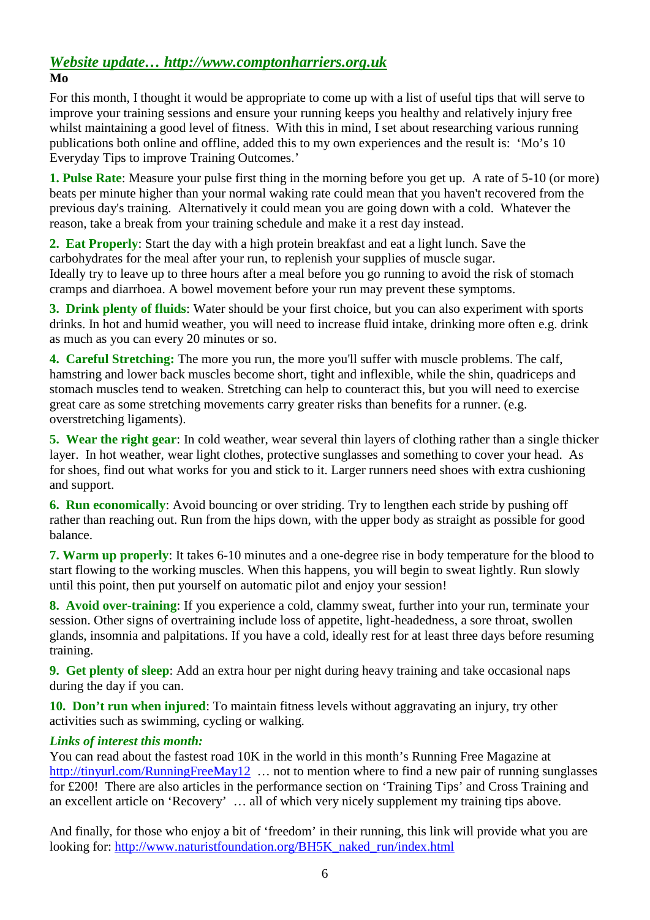## *Website update… http://www.comptonharriers.org.uk*

**Mo**

For this month, I thought it would be appropriate to come up with a list of useful tips that will serve to improve your training sessions and ensure your running keeps you healthy and relatively injury free whilst maintaining a good level of fitness. With this in mind, I set about researching various running publications both online and offline, added this to my own experiences and the result is: 'Mo's 10 Everyday Tips to improve Training Outcomes.'

**1. Pulse Rate**: Measure your pulse first thing in the morning before you get up. A rate of 5-10 (or more) beats per minute higher than your normal waking rate could mean that you haven't recovered from the previous day's training. Alternatively it could mean you are going down with a cold. Whatever the reason, take a break from your training schedule and make it a rest day instead.

**2. Eat Properly**: Start the day with a high protein breakfast and eat a light lunch. Save the carbohydrates for the meal after your run, to replenish your supplies of muscle sugar.
Ideally try to leave up to three hours after a meal before you go running to avoid the risk of stomach cramps and diarrhoea. A bowel movement before your run may prevent these symptoms.

**3. Drink plenty of fluids**: Water should be your first choice, but you can also experiment with sports drinks. In hot and humid weather, you will need to increase fluid intake, drinking more often e.g. drink as much as you can every 20 minutes or so.

**4. Careful Stretching:** The more you run, the more you'll suffer with muscle problems. The calf, hamstring and lower back muscles become short, tight and inflexible, while the shin, quadriceps and stomach muscles tend to weaken. Stretching can help to counteract this, but you will need to exercise great care as some stretching movements carry greater risks than benefits for a runner. (e.g. overstretching ligaments).

**5. Wear the right gear**: In cold weather, wear several thin layers of clothing rather than a single thicker layer. In hot weather, wear light clothes, protective sunglasses and something to cover your head. As for shoes, find out what works for you and stick to it. Larger runners need shoes with extra cushioning and support.

**6. Run economically**: Avoid bouncing or over striding. Try to lengthen each stride by pushing off rather than reaching out. Run from the hips down, with the upper body as straight as possible for good balance.

**7. Warm up properly**: It takes 6-10 minutes and a one-degree rise in body temperature for the blood to start flowing to the working muscles. When this happens, you will begin to sweat lightly. Run slowly until this point, then put yourself on automatic pilot and enjoy your session!

**8. Avoid over-training**: If you experience a cold, clammy sweat, further into your run, terminate your session. Other signs of overtraining include loss of appetite, light-headedness, a sore throat, swollen glands, insomnia and palpitations. If you have a cold, ideally rest for at least three days before resuming training.

**9. Get plenty of sleep**: Add an extra hour per night during heavy training and take occasional naps during the day if you can.

**10. Don't run when injured**: To maintain fitness levels without aggravating an injury, try other activities such as swimming, cycling or walking.

***Links of interest this month:***

You can read about the fastest road 10K in the world in this month's Running Free Magazine at http://tinyurl.com/RunningFreeMay12 … not to mention where to find a new pair of running sunglasses for £200! There are also articles in the performance section on 'Training Tips' and Cross Training and an excellent article on 'Recovery' … all of which very nicely supplement my training tips above.

And finally, for those who enjoy a bit of 'freedom' in their running, this link will provide what you are looking for: http://www.naturistfoundation.org/BH5K_naked_run/index.html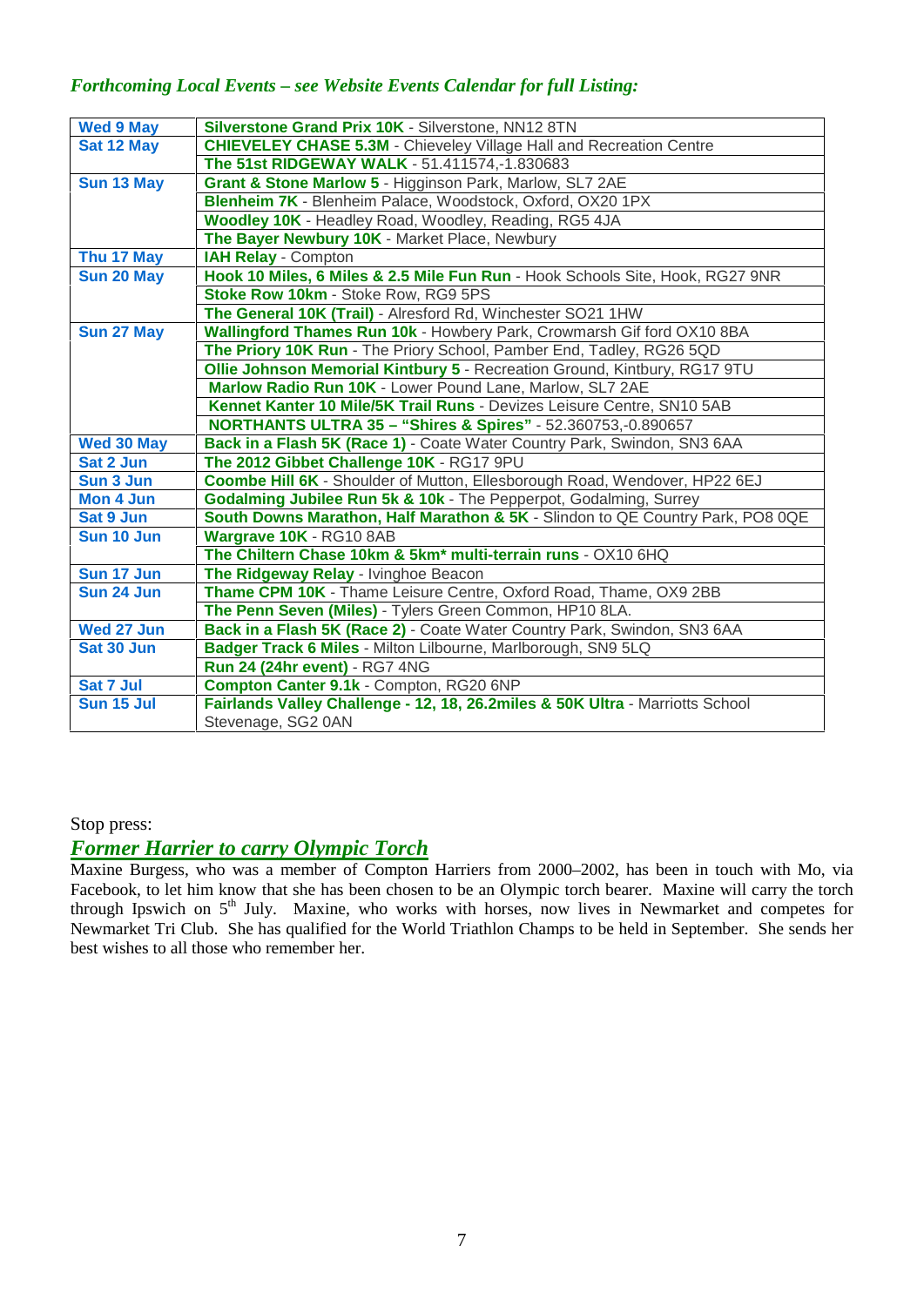*Forthcoming Local Events – see Website Events Calendar for full Listing:*

| | |
|---|---|
| **Wed 9 May** | **Silverstone Grand Prix 10K** - Silverstone, NN12 8TN |
| **Sat 12 May** | **CHIEVELEY CHASE 5.3M** - Chieveley Village Hall and Recreation Centre |
| | **The 51st RIDGEWAY WALK** - 51.411574,-1.830683 |
| **Sun 13 May** | **Grant & Stone Marlow 5** - Higginson Park, Marlow, SL7 2AE |
| | **Blenheim 7K** - Blenheim Palace, Woodstock, Oxford, OX20 1PX |
| | **Woodley 10K** - Headley Road, Woodley, Reading, RG5 4JA |
| | **The Bayer Newbury 10K** - Market Place, Newbury |
| **Thu 17 May** | **IAH Relay** - Compton |
| **Sun 20 May** | **Hook 10 Miles, 6 Miles & 2.5 Mile Fun Run** - Hook Schools Site, Hook, RG27 9NR |
| | **Stoke Row 10km** - Stoke Row, RG9 5PS |
| | **The General 10K (Trail)** - Alresford Rd, Winchester SO21 1HW |
| **Sun 27 May** | **Wallingford Thames Run 10k** - Howbery Park, Crowmarsh Gif ford OX10 8BA |
| | **The Priory 10K Run** - The Priory School, Pamber End, Tadley, RG26 5QD |
| | **Ollie Johnson Memorial Kintbury 5** - Recreation Ground, Kintbury, RG17 9TU |
| | **Marlow Radio Run 10K** - Lower Pound Lane, Marlow, SL7 2AE |
| | **Kennet Kanter 10 Mile/5K Trail Runs** - Devizes Leisure Centre, SN10 5AB |
| | **NORTHANTS ULTRA 35 – "Shires & Spires"** - 52.360753,-0.890657 |
| **Wed 30 May** | **Back in a Flash 5K (Race 1)** - Coate Water Country Park, Swindon, SN3 6AA |
| **Sat 2 Jun** | **The 2012 Gibbet Challenge 10K** - RG17 9PU |
| **Sun 3 Jun** | **Coombe Hill 6K** - Shoulder of Mutton, Ellesborough Road, Wendover, HP22 6EJ |
| **Mon 4 Jun** | **Godalming Jubilee Run 5k & 10k** - The Pepperpot, Godalming, Surrey |
| **Sat 9 Jun** | **South Downs Marathon, Half Marathon & 5K** - Slindon to QE Country Park, PO8 0QE |
| **Sun 10 Jun** | **Wargrave 10K** - RG10 8AB |
| | **The Chiltern Chase 10km & 5km\* multi-terrain runs** - OX10 6HQ |
| **Sun 17 Jun** | **The Ridgeway Relay** - Ivinghoe Beacon |
| **Sun 24 Jun** | **Thame CPM 10K** - Thame Leisure Centre, Oxford Road, Thame, OX9 2BB |
| | **The Penn Seven (Miles)** - Tylers Green Common, HP10 8LA. |
| **Wed 27 Jun** | **Back in a Flash 5K (Race 2)** - Coate Water Country Park, Swindon, SN3 6AA |
| **Sat 30 Jun** | **Badger Track 6 Miles** - Milton Lilbourne, Marlborough, SN9 5LQ |
| | **Run 24 (24hr event)** - RG7 4NG |
| **Sat 7 Jul** | **Compton Canter 9.1k** - Compton, RG20 6NP |
| **Sun 15 Jul** | **Fairlands Valley Challenge - 12, 18, 26.2miles & 50K Ultra** - Marriotts School Stevenage, SG2 0AN |

Stop press:

## *Former Harrier to carry Olympic Torch*

Maxine Burgess, who was a member of Compton Harriers from 2000–2002, has been in touch with Mo, via Facebook, to let him know that she has been chosen to be an Olympic torch bearer. Maxine will carry the torch through Ipswich on 5th July. Maxine, who works with horses, now lives in Newmarket and competes for Newmarket Tri Club. She has qualified for the World Triathlon Champs to be held in September. She sends her best wishes to all those who remember her.